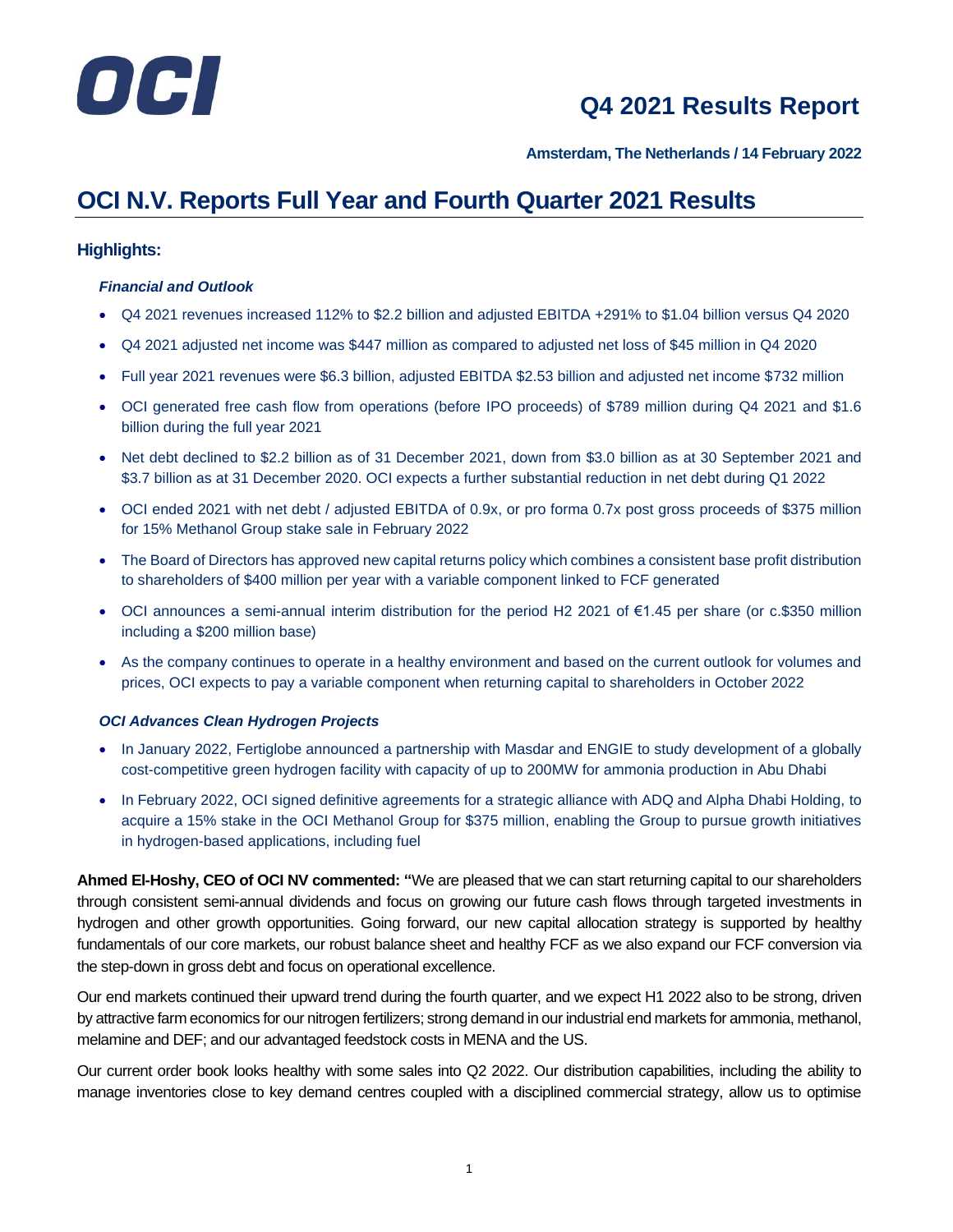# OCI

## Q4 2021 Results Report

**Amsterdam, The Netherlands / 14 February 2022**

# OCI N.V. Reports Full Year and Fourth Quarter 2021 Results

### Highlights:

***Financial and Outlook***

- Q4 2021 revenues increased 112% to $2.2 billion and adjusted EBITDA +291% to $1.04 billion versus Q4 2020
- Q4 2021 adjusted net income was $447 million as compared to adjusted net loss of $45 million in Q4 2020
- Full year 2021 revenues were $6.3 billion, adjusted EBITDA $2.53 billion and adjusted net income $732 million
- OCI generated free cash flow from operations (before IPO proceeds) of $789 million during Q4 2021 and $1.6 billion during the full year 2021
- Net debt declined to $2.2 billion as of 31 December 2021, down from $3.0 billion as at 30 September 2021 and $3.7 billion as at 31 December 2020. OCI expects a further substantial reduction in net debt during Q1 2022
- OCI ended 2021 with net debt / adjusted EBITDA of 0.9x, or pro forma 0.7x post gross proceeds of $375 million for 15% Methanol Group stake sale in February 2022
- The Board of Directors has approved new capital returns policy which combines a consistent base profit distribution to shareholders of $400 million per year with a variable component linked to FCF generated
- OCI announces a semi-annual interim distribution for the period H2 2021 of €1.45 per share (or c.$350 million including a $200 million base)
- As the company continues to operate in a healthy environment and based on the current outlook for volumes and prices, OCI expects to pay a variable component when returning capital to shareholders in October 2022

***OCI Advances Clean Hydrogen Projects***

- In January 2022, Fertiglobe announced a partnership with Masdar and ENGIE to study development of a globally cost-competitive green hydrogen facility with capacity of up to 200MW for ammonia production in Abu Dhabi
- In February 2022, OCI signed definitive agreements for a strategic alliance with ADQ and Alpha Dhabi Holding, to acquire a 15% stake in the OCI Methanol Group for $375 million, enabling the Group to pursue growth initiatives in hydrogen-based applications, including fuel

**Ahmed El-Hoshy, CEO of OCI NV commented: "**We are pleased that we can start returning capital to our shareholders through consistent semi-annual dividends and focus on growing our future cash flows through targeted investments in hydrogen and other growth opportunities. Going forward, our new capital allocation strategy is supported by healthy fundamentals of our core markets, our robust balance sheet and healthy FCF as we also expand our FCF conversion via the step-down in gross debt and focus on operational excellence.

Our end markets continued their upward trend during the fourth quarter, and we expect H1 2022 also to be strong, driven by attractive farm economics for our nitrogen fertilizers; strong demand in our industrial end markets for ammonia, methanol, melamine and DEF; and our advantaged feedstock costs in MENA and the US.

Our current order book looks healthy with some sales into Q2 2022. Our distribution capabilities, including the ability to manage inventories close to key demand centres coupled with a disciplined commercial strategy, allow us to optimise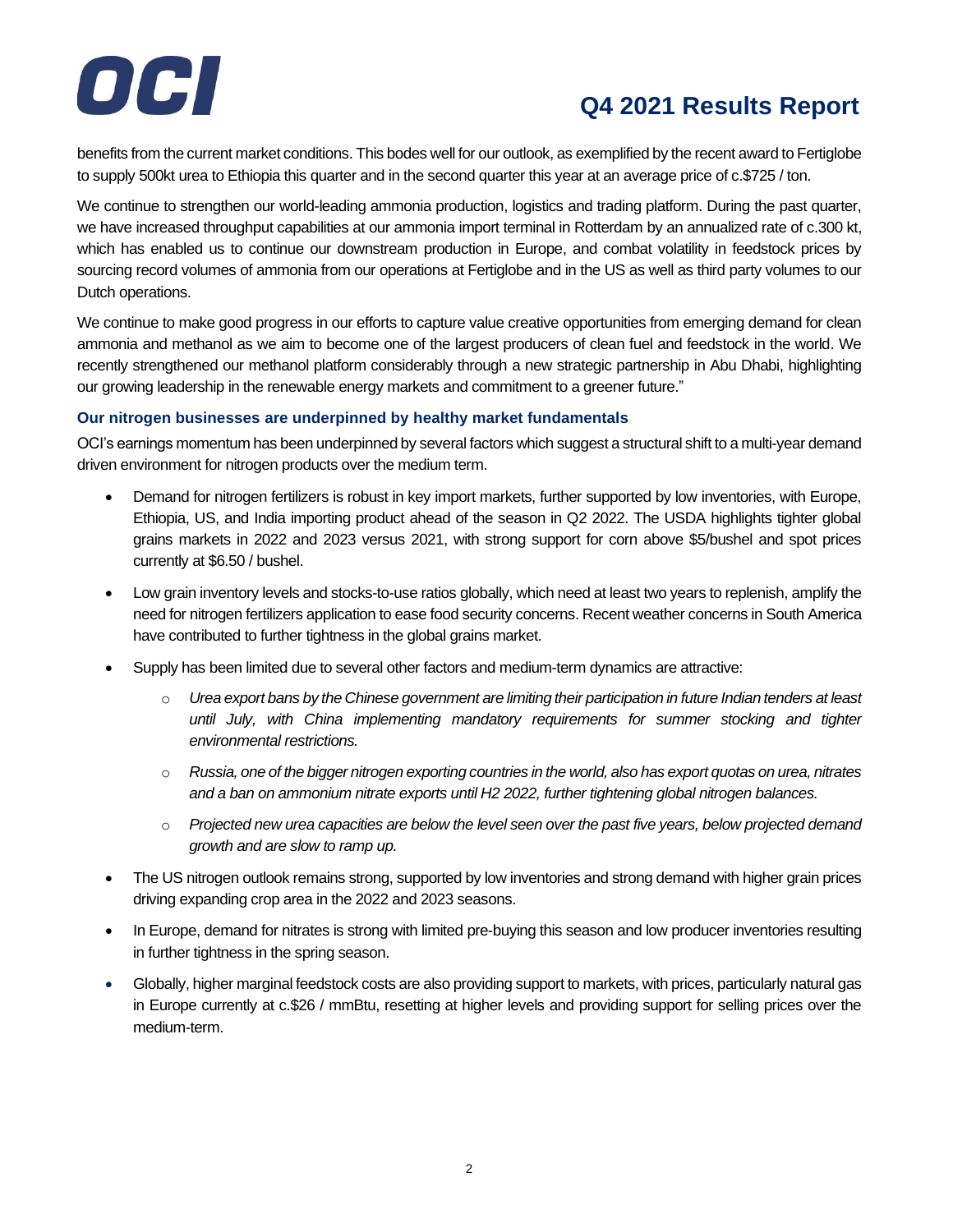benefits from the current market conditions. This bodes well for our outlook, as exemplified by the recent award to Fertiglobe to supply 500kt urea to Ethiopia this quarter and in the second quarter this year at an average price of c.$725 / ton.

We continue to strengthen our world-leading ammonia production, logistics and trading platform. During the past quarter, we have increased throughput capabilities at our ammonia import terminal in Rotterdam by an annualized rate of c.300 kt, which has enabled us to continue our downstream production in Europe, and combat volatility in feedstock prices by sourcing record volumes of ammonia from our operations at Fertiglobe and in the US as well as third party volumes to our Dutch operations.

We continue to make good progress in our efforts to capture value creative opportunities from emerging demand for clean ammonia and methanol as we aim to become one of the largest producers of clean fuel and feedstock in the world. We recently strengthened our methanol platform considerably through a new strategic partnership in Abu Dhabi, highlighting our growing leadership in the renewable energy markets and commitment to a greener future."

### Our nitrogen businesses are underpinned by healthy market fundamentals

OCI's earnings momentum has been underpinned by several factors which suggest a structural shift to a multi-year demand driven environment for nitrogen products over the medium term.

- Demand for nitrogen fertilizers is robust in key import markets, further supported by low inventories, with Europe, Ethiopia, US, and India importing product ahead of the season in Q2 2022. The USDA highlights tighter global grains markets in 2022 and 2023 versus 2021, with strong support for corn above $5/bushel and spot prices currently at $6.50 / bushel.
- Low grain inventory levels and stocks-to-use ratios globally, which need at least two years to replenish, amplify the need for nitrogen fertilizers application to ease food security concerns. Recent weather concerns in South America have contributed to further tightness in the global grains market.
- Supply has been limited due to several other factors and medium-term dynamics are attractive:
  - *Urea export bans by the Chinese government are limiting their participation in future Indian tenders at least until July, with China implementing mandatory requirements for summer stocking and tighter environmental restrictions.*
  - *Russia, one of the bigger nitrogen exporting countries in the world, also has export quotas on urea, nitrates and a ban on ammonium nitrate exports until H2 2022, further tightening global nitrogen balances.*
  - *Projected new urea capacities are below the level seen over the past five years, below projected demand growth and are slow to ramp up.*
- The US nitrogen outlook remains strong, supported by low inventories and strong demand with higher grain prices driving expanding crop area in the 2022 and 2023 seasons.
- In Europe, demand for nitrates is strong with limited pre-buying this season and low producer inventories resulting in further tightness in the spring season.
- Globally, higher marginal feedstock costs are also providing support to markets, with prices, particularly natural gas in Europe currently at c.$26 / mmBtu, resetting at higher levels and providing support for selling prices over the medium-term.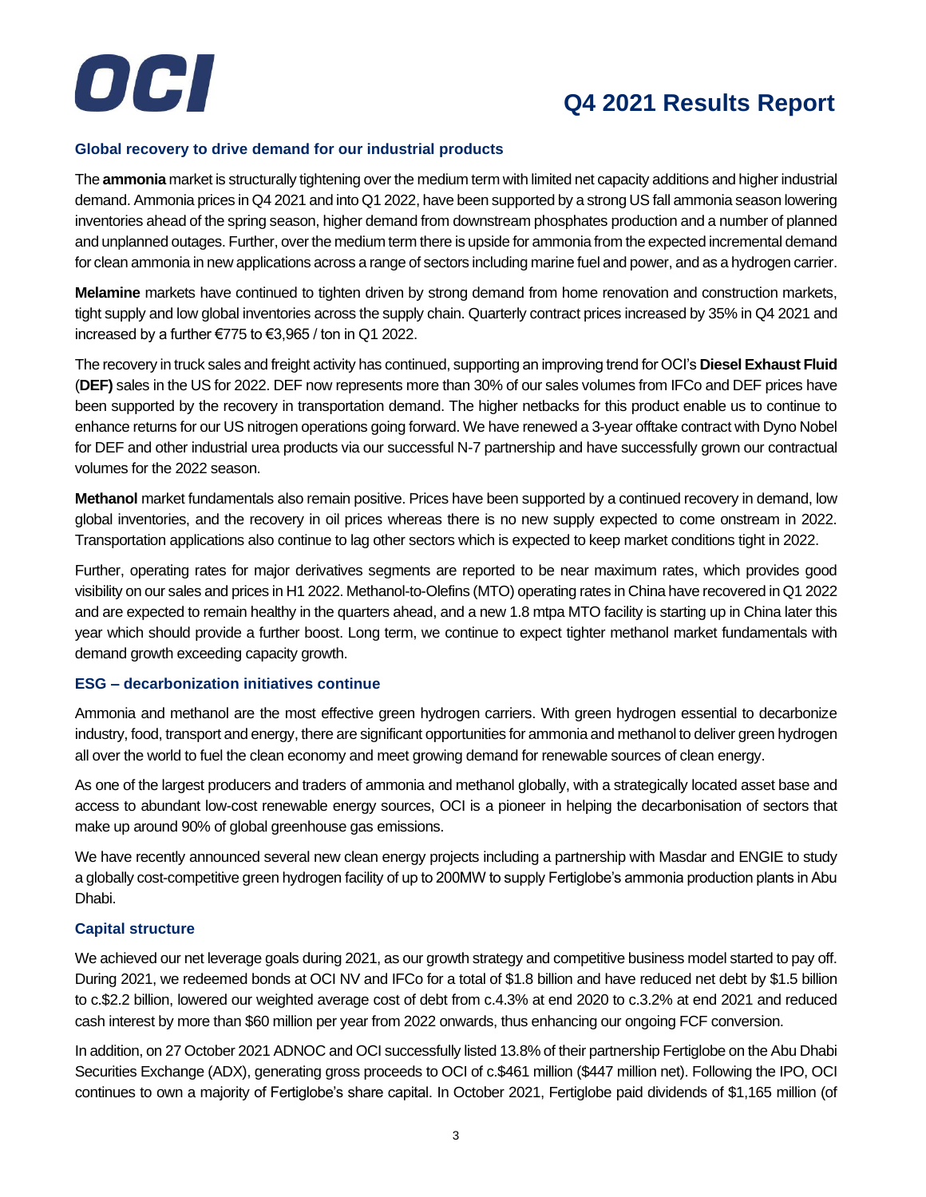### Global recovery to drive demand for our industrial products

The **ammonia** market is structurally tightening over the medium term with limited net capacity additions and higher industrial demand. Ammonia prices in Q4 2021 and into Q1 2022, have been supported by a strong US fall ammonia season lowering inventories ahead of the spring season, higher demand from downstream phosphates production and a number of planned and unplanned outages. Further, over the medium term there is upside for ammonia from the expected incremental demand for clean ammonia in new applications across a range of sectors including marine fuel and power, and as a hydrogen carrier.

**Melamine** markets have continued to tighten driven by strong demand from home renovation and construction markets, tight supply and low global inventories across the supply chain. Quarterly contract prices increased by 35% in Q4 2021 and increased by a further €775 to €3,965 / ton in Q1 2022.

The recovery in truck sales and freight activity has continued, supporting an improving trend for OCI's **Diesel Exhaust Fluid** (**DEF)** sales in the US for 2022. DEF now represents more than 30% of our sales volumes from IFCo and DEF prices have been supported by the recovery in transportation demand. The higher netbacks for this product enable us to continue to enhance returns for our US nitrogen operations going forward. We have renewed a 3-year offtake contract with Dyno Nobel for DEF and other industrial urea products via our successful N-7 partnership and have successfully grown our contractual volumes for the 2022 season.

**Methanol** market fundamentals also remain positive. Prices have been supported by a continued recovery in demand, low global inventories, and the recovery in oil prices whereas there is no new supply expected to come onstream in 2022. Transportation applications also continue to lag other sectors which is expected to keep market conditions tight in 2022.

Further, operating rates for major derivatives segments are reported to be near maximum rates, which provides good visibility on our sales and prices in H1 2022. Methanol-to-Olefins (MTO) operating rates in China have recovered in Q1 2022 and are expected to remain healthy in the quarters ahead, and a new 1.8 mtpa MTO facility is starting up in China later this year which should provide a further boost. Long term, we continue to expect tighter methanol market fundamentals with demand growth exceeding capacity growth.

### ESG – decarbonization initiatives continue

Ammonia and methanol are the most effective green hydrogen carriers. With green hydrogen essential to decarbonize industry, food, transport and energy, there are significant opportunities for ammonia and methanol to deliver green hydrogen all over the world to fuel the clean economy and meet growing demand for renewable sources of clean energy.

As one of the largest producers and traders of ammonia and methanol globally, with a strategically located asset base and access to abundant low-cost renewable energy sources, OCI is a pioneer in helping the decarbonisation of sectors that make up around 90% of global greenhouse gas emissions.

We have recently announced several new clean energy projects including a partnership with Masdar and ENGIE to study a globally cost-competitive green hydrogen facility of up to 200MW to supply Fertiglobe's ammonia production plants in Abu Dhabi.

### Capital structure

We achieved our net leverage goals during 2021, as our growth strategy and competitive business model started to pay off. During 2021, we redeemed bonds at OCI NV and IFCo for a total of $1.8 billion and have reduced net debt by $1.5 billion to c.$2.2 billion, lowered our weighted average cost of debt from c.4.3% at end 2020 to c.3.2% at end 2021 and reduced cash interest by more than $60 million per year from 2022 onwards, thus enhancing our ongoing FCF conversion.

In addition, on 27 October 2021 ADNOC and OCI successfully listed 13.8% of their partnership Fertiglobe on the Abu Dhabi Securities Exchange (ADX), generating gross proceeds to OCI of c.$461 million ($447 million net). Following the IPO, OCI continues to own a majority of Fertiglobe's share capital. In October 2021, Fertiglobe paid dividends of $1,165 million (of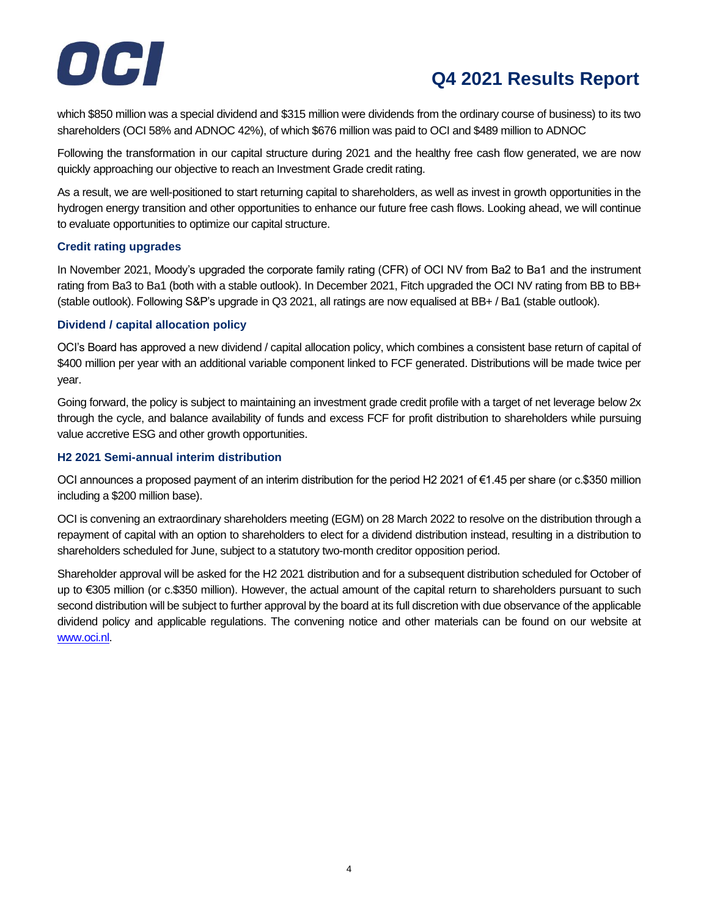which $850 million was a special dividend and $315 million were dividends from the ordinary course of business) to its two shareholders (OCI 58% and ADNOC 42%), of which $676 million was paid to OCI and $489 million to ADNOC

Following the transformation in our capital structure during 2021 and the healthy free cash flow generated, we are now quickly approaching our objective to reach an Investment Grade credit rating.

As a result, we are well-positioned to start returning capital to shareholders, as well as invest in growth opportunities in the hydrogen energy transition and other opportunities to enhance our future free cash flows. Looking ahead, we will continue to evaluate opportunities to optimize our capital structure.

### Credit rating upgrades

In November 2021, Moody's upgraded the corporate family rating (CFR) of OCI NV from Ba2 to Ba1 and the instrument rating from Ba3 to Ba1 (both with a stable outlook). In December 2021, Fitch upgraded the OCI NV rating from BB to BB+ (stable outlook). Following S&P's upgrade in Q3 2021, all ratings are now equalised at BB+ / Ba1 (stable outlook).

### Dividend / capital allocation policy

OCI's Board has approved a new dividend / capital allocation policy, which combines a consistent base return of capital of $400 million per year with an additional variable component linked to FCF generated. Distributions will be made twice per year.

Going forward, the policy is subject to maintaining an investment grade credit profile with a target of net leverage below 2x through the cycle, and balance availability of funds and excess FCF for profit distribution to shareholders while pursuing value accretive ESG and other growth opportunities.

### H2 2021 Semi-annual interim distribution

OCI announces a proposed payment of an interim distribution for the period H2 2021 of €1.45 per share (or c.$350 million including a $200 million base).

OCI is convening an extraordinary shareholders meeting (EGM) on 28 March 2022 to resolve on the distribution through a repayment of capital with an option to shareholders to elect for a dividend distribution instead, resulting in a distribution to shareholders scheduled for June, subject to a statutory two-month creditor opposition period.

Shareholder approval will be asked for the H2 2021 distribution and for a subsequent distribution scheduled for October of up to €305 million (or c.$350 million). However, the actual amount of the capital return to shareholders pursuant to such second distribution will be subject to further approval by the board at its full discretion with due observance of the applicable dividend policy and applicable regulations. The convening notice and other materials can be found on our website at [www.oci.nl](http://www.oci.nl).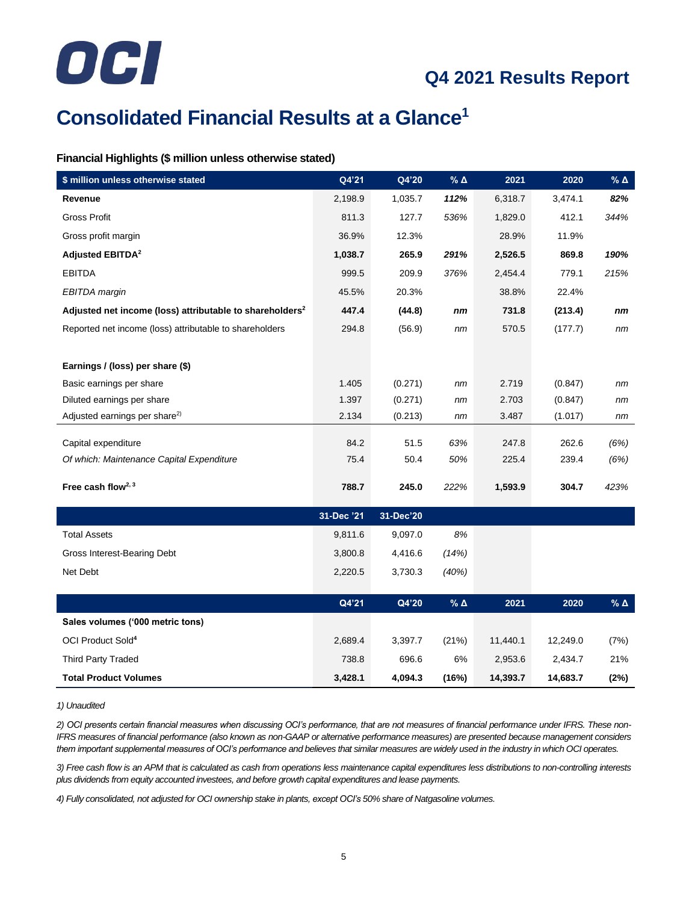# Q4 2021 Results Report

# Consolidated Financial Results at a Glance[1]

### Financial Highlights ($ million unless otherwise stated)

| $ million unless otherwise stated | Q4'21 | Q4'20 | % Δ | 2021 | 2020 | % Δ |
|---|---|---|---|---|---|---|
| **Revenue** | 2,198.9 | 1,035.7 | ***112%*** | 6,318.7 | 3,474.1 | ***82%*** |
| Gross Profit | 811.3 | 127.7 | *536%* | 1,829.0 | 412.1 | *344%* |
| Gross profit margin | 36.9% | 12.3% | | 28.9% | 11.9% | |
| **Adjusted EBITDA[2]** | **1,038.7** | **265.9** | ***291%*** | **2,526.5** | **869.8** | ***190%*** |
| EBITDA | 999.5 | 209.9 | *376%* | 2,454.4 | 779.1 | *215%* |
| *EBITDA margin* | 45.5% | 20.3% | | 38.8% | 22.4% | |
| **Adjusted net income (loss) attributable to shareholders[2]** | **447.4** | **(44.8)** | ***nm*** | **731.8** | **(213.4)** | ***nm*** |
| Reported net income (loss) attributable to shareholders | 294.8 | (56.9) | *nm* | 570.5 | (177.7) | *nm* |
| | | | | | | |
| **Earnings / (loss) per share ($)** | | | | | | |
| Basic earnings per share | 1.405 | (0.271) | *nm* | 2.719 | (0.847) | *nm* |
| Diluted earnings per share | 1.397 | (0.271) | *nm* | 2.703 | (0.847) | *nm* |
| Adjusted earnings per share[2)] | 2.134 | (0.213) | *nm* | 3.487 | (1.017) | *nm* |
| Capital expenditure | 84.2 | 51.5 | *63%* | 247.8 | 262.6 | *(6%)* |
| *Of which: Maintenance Capital Expenditure* | 75.4 | 50.4 | *50%* | 225.4 | 239.4 | *(6%)* |
| **Free cash flow[2, 3]** | **788.7** | **245.0** | *222%* | **1,593.9** | **304.7** | *423%* |

| | 31-Dec '21 | 31-Dec'20 | |
|---|---|---|---|
| Total Assets | 9,811.6 | 9,097.0 | *8%* |
| Gross Interest-Bearing Debt | 3,800.8 | 4,416.6 | *(14%)* |
| Net Debt | 2,220.5 | 3,730.3 | *(40%)* |

| | Q4'21 | Q4'20 | % Δ | 2021 | 2020 | % Δ |
|---|---|---|---|---|---|---|
| **Sales volumes ('000 metric tons)** | | | | | | |
| OCI Product Sold[4] | 2,689.4 | 3,397.7 | (21%) | 11,440.1 | 12,249.0 | (7%) |
| Third Party Traded | 738.8 | 696.6 | 6% | 2,953.6 | 2,434.7 | 21% |
| **Total Product Volumes** | **3,428.1** | **4,094.3** | **(16%)** | **14,393.7** | **14,683.7** | **(2%)** |

*1) Unaudited*

*2) OCI presents certain financial measures when discussing OCI's performance, that are not measures of financial performance under IFRS. These non-IFRS measures of financial performance (also known as non-GAAP or alternative performance measures) are presented because management considers them important supplemental measures of OCI's performance and believes that similar measures are widely used in the industry in which OCI operates.*

*3) Free cash flow is an APM that is calculated as cash from operations less maintenance capital expenditures less distributions to non-controlling interests plus dividends from equity accounted investees, and before growth capital expenditures and lease payments.*

*4) Fully consolidated, not adjusted for OCI ownership stake in plants, except OCI's 50% share of Natgasoline volumes.*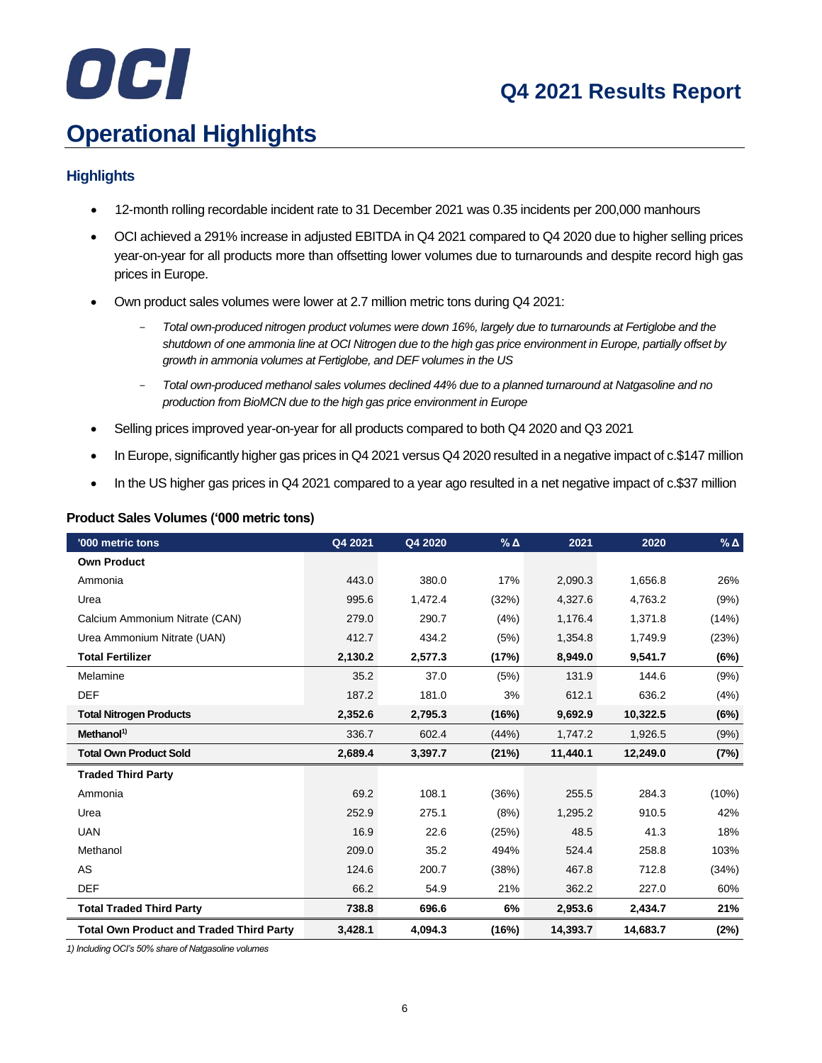# Operational Highlights

## Highlights

- 12-month rolling recordable incident rate to 31 December 2021 was 0.35 incidents per 200,000 manhours
- OCI achieved a 291% increase in adjusted EBITDA in Q4 2021 compared to Q4 2020 due to higher selling prices year-on-year for all products more than offsetting lower volumes due to turnarounds and despite record high gas prices in Europe.
- Own product sales volumes were lower at 2.7 million metric tons during Q4 2021:
  - *Total own-produced nitrogen product volumes were down 16%, largely due to turnarounds at Fertiglobe and the shutdown of one ammonia line at OCI Nitrogen due to the high gas price environment in Europe, partially offset by growth in ammonia volumes at Fertiglobe, and DEF volumes in the US*
  - *Total own-produced methanol sales volumes declined 44% due to a planned turnaround at Natgasoline and no production from BioMCN due to the high gas price environment in Europe*
- Selling prices improved year-on-year for all products compared to both Q4 2020 and Q3 2021
- In Europe, significantly higher gas prices in Q4 2021 versus Q4 2020 resulted in a negative impact of c.$147 million
- In the US higher gas prices in Q4 2021 compared to a year ago resulted in a net negative impact of c.$37 million

### Product Sales Volumes ('000 metric tons)

| '000 metric tons | Q4 2021 | Q4 2020 | % Δ | 2021 | 2020 | % Δ |
|---|---|---|---|---|---|---|
| **Own Product** | | | | | | |
| Ammonia | 443.0 | 380.0 | 17% | 2,090.3 | 1,656.8 | 26% |
| Urea | 995.6 | 1,472.4 | (32%) | 4,327.6 | 4,763.2 | (9%) |
| Calcium Ammonium Nitrate (CAN) | 279.0 | 290.7 | (4%) | 1,176.4 | 1,371.8 | (14%) |
| Urea Ammonium Nitrate (UAN) | 412.7 | 434.2 | (5%) | 1,354.8 | 1,749.9 | (23%) |
| **Total Fertilizer** | **2,130.2** | **2,577.3** | **(17%)** | **8,949.0** | **9,541.7** | **(6%)** |
| Melamine | 35.2 | 37.0 | (5%) | 131.9 | 144.6 | (9%) |
| DEF | 187.2 | 181.0 | 3% | 612.1 | 636.2 | (4%) |
| **Total Nitrogen Products** | **2,352.6** | **2,795.3** | **(16%)** | **9,692.9** | **10,322.5** | **(6%)** |
| **Methanol[1)]** | 336.7 | 602.4 | (44%) | 1,747.2 | 1,926.5 | (9%) |
| **Total Own Product Sold** | **2,689.4** | **3,397.7** | **(21%)** | **11,440.1** | **12,249.0** | **(7%)** |
| **Traded Third Party** | | | | | | |
| Ammonia | 69.2 | 108.1 | (36%) | 255.5 | 284.3 | (10%) |
| Urea | 252.9 | 275.1 | (8%) | 1,295.2 | 910.5 | 42% |
| UAN | 16.9 | 22.6 | (25%) | 48.5 | 41.3 | 18% |
| Methanol | 209.0 | 35.2 | 494% | 524.4 | 258.8 | 103% |
| AS | 124.6 | 200.7 | (38%) | 467.8 | 712.8 | (34%) |
| DEF | 66.2 | 54.9 | 21% | 362.2 | 227.0 | 60% |
| **Total Traded Third Party** | **738.8** | **696.6** | **6%** | **2,953.6** | **2,434.7** | **21%** |
| **Total Own Product and Traded Third Party** | **3,428.1** | **4,094.3** | **(16%)** | **14,393.7** | **14,683.7** | **(2%)** |

*1) Including OCI's 50% share of Natgasoline volumes*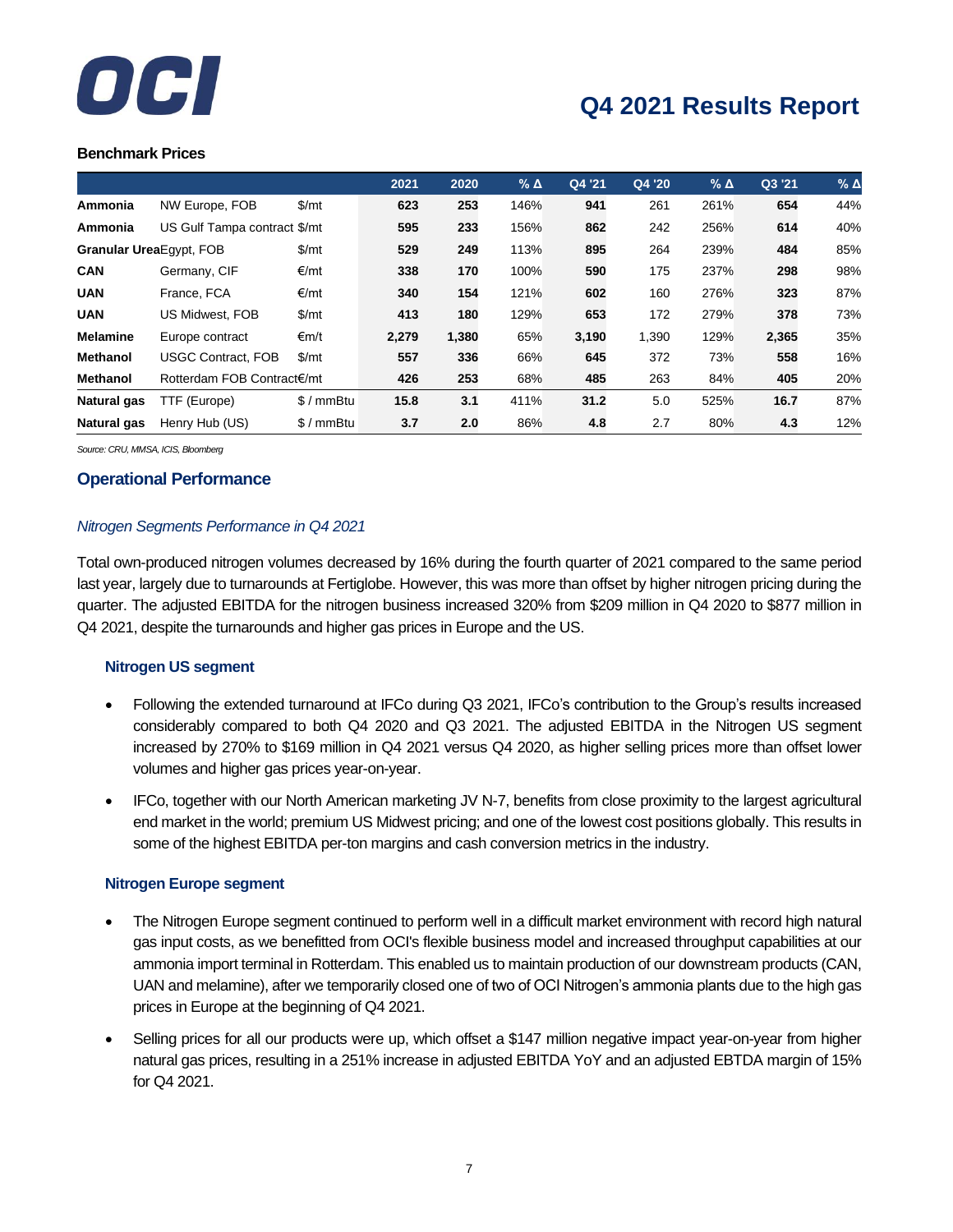### Benchmark Prices

| | | | 2021 | 2020 | % Δ | Q4 '21 | Q4 '20 | % Δ | Q3 '21 | % Δ |
|---|---|---|---|---|---|---|---|---|---|---|
| **Ammonia** | NW Europe, FOB | $/mt | **623** | **253** | 146% | **941** | 261 | 261% | **654** | 44% |
| **Ammonia** | US Gulf Tampa contract | $/mt | **595** | **233** | 156% | **862** | 242 | 256% | **614** | 40% |
| **Granular Urea** | Egypt, FOB | $/mt | **529** | **249** | 113% | **895** | 264 | 239% | **484** | 85% |
| **CAN** | Germany, CIF | €/mt | **338** | **170** | 100% | **590** | 175 | 237% | **298** | 98% |
| **UAN** | France, FCA | €/mt | **340** | **154** | 121% | **602** | 160 | 276% | **323** | 87% |
| **UAN** | US Midwest, FOB | $/mt | **413** | **180** | 129% | **653** | 172 | 279% | **378** | 73% |
| **Melamine** | Europe contract | €m/t | **2,279** | **1,380** | 65% | **3,190** | 1,390 | 129% | **2,365** | 35% |
| **Methanol** | USGC Contract, FOB | $/mt | **557** | **336** | 66% | **645** | 372 | 73% | **558** | 16% |
| **Methanol** | Rotterdam FOB Contract | €/mt | **426** | **253** | 68% | **485** | 263 | 84% | **405** | 20% |
| **Natural gas** | TTF (Europe) | $ / mmBtu | **15.8** | **3.1** | 411% | **31.2** | 5.0 | 525% | **16.7** | 87% |
| **Natural gas** | Henry Hub (US) | $ / mmBtu | **3.7** | **2.0** | 86% | **4.8** | 2.7 | 80% | **4.3** | 12% |

*Source: CRU, MMSA, ICIS, Bloomberg*

## Operational Performance

*Nitrogen Segments Performance in Q4 2021*

Total own-produced nitrogen volumes decreased by 16% during the fourth quarter of 2021 compared to the same period last year, largely due to turnarounds at Fertiglobe. However, this was more than offset by higher nitrogen pricing during the quarter. The adjusted EBITDA for the nitrogen business increased 320% from $209 million in Q4 2020 to $877 million in Q4 2021, despite the turnarounds and higher gas prices in Europe and the US.

### Nitrogen US segment

- Following the extended turnaround at IFCo during Q3 2021, IFCo's contribution to the Group's results increased considerably compared to both Q4 2020 and Q3 2021. The adjusted EBITDA in the Nitrogen US segment increased by 270% to $169 million in Q4 2021 versus Q4 2020, as higher selling prices more than offset lower volumes and higher gas prices year-on-year.
- IFCo, together with our North American marketing JV N-7, benefits from close proximity to the largest agricultural end market in the world; premium US Midwest pricing; and one of the lowest cost positions globally. This results in some of the highest EBITDA per-ton margins and cash conversion metrics in the industry.

### Nitrogen Europe segment

- The Nitrogen Europe segment continued to perform well in a difficult market environment with record high natural gas input costs, as we benefitted from OCI's flexible business model and increased throughput capabilities at our ammonia import terminal in Rotterdam. This enabled us to maintain production of our downstream products (CAN, UAN and melamine), after we temporarily closed one of two of OCI Nitrogen's ammonia plants due to the high gas prices in Europe at the beginning of Q4 2021.
- Selling prices for all our products were up, which offset a $147 million negative impact year-on-year from higher natural gas prices, resulting in a 251% increase in adjusted EBITDA YoY and an adjusted EBTDA margin of 15% for Q4 2021.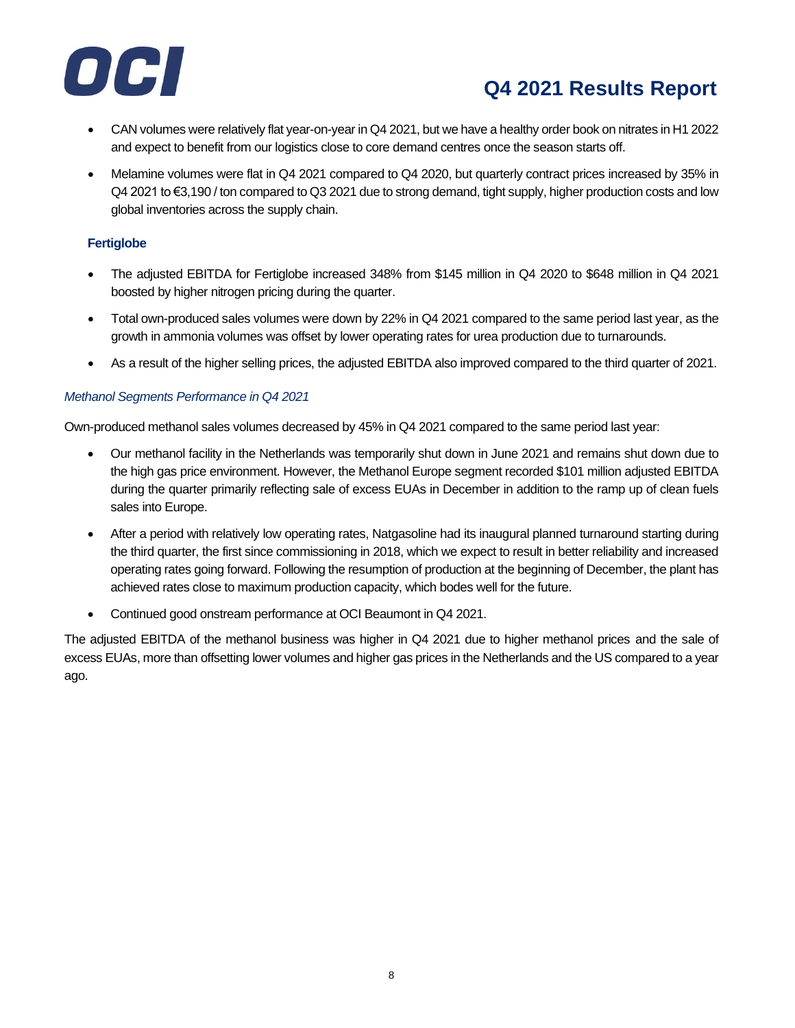- CAN volumes were relatively flat year-on-year in Q4 2021, but we have a healthy order book on nitrates in H1 2022 and expect to benefit from our logistics close to core demand centres once the season starts off.
- Melamine volumes were flat in Q4 2021 compared to Q4 2020, but quarterly contract prices increased by 35% in Q4 2021 to €3,190 / ton compared to Q3 2021 due to strong demand, tight supply, higher production costs and low global inventories across the supply chain.

**Fertiglobe**

- The adjusted EBITDA for Fertiglobe increased 348% from $145 million in Q4 2020 to $648 million in Q4 2021 boosted by higher nitrogen pricing during the quarter.
- Total own-produced sales volumes were down by 22% in Q4 2021 compared to the same period last year, as the growth in ammonia volumes was offset by lower operating rates for urea production due to turnarounds.
- As a result of the higher selling prices, the adjusted EBITDA also improved compared to the third quarter of 2021.

*Methanol Segments Performance in Q4 2021*

Own-produced methanol sales volumes decreased by 45% in Q4 2021 compared to the same period last year:

- Our methanol facility in the Netherlands was temporarily shut down in June 2021 and remains shut down due to the high gas price environment. However, the Methanol Europe segment recorded $101 million adjusted EBITDA during the quarter primarily reflecting sale of excess EUAs in December in addition to the ramp up of clean fuels sales into Europe.
- After a period with relatively low operating rates, Natgasoline had its inaugural planned turnaround starting during the third quarter, the first since commissioning in 2018, which we expect to result in better reliability and increased operating rates going forward. Following the resumption of production at the beginning of December, the plant has achieved rates close to maximum production capacity, which bodes well for the future.
- Continued good onstream performance at OCI Beaumont in Q4 2021.

The adjusted EBITDA of the methanol business was higher in Q4 2021 due to higher methanol prices and the sale of excess EUAs, more than offsetting lower volumes and higher gas prices in the Netherlands and the US compared to a year ago.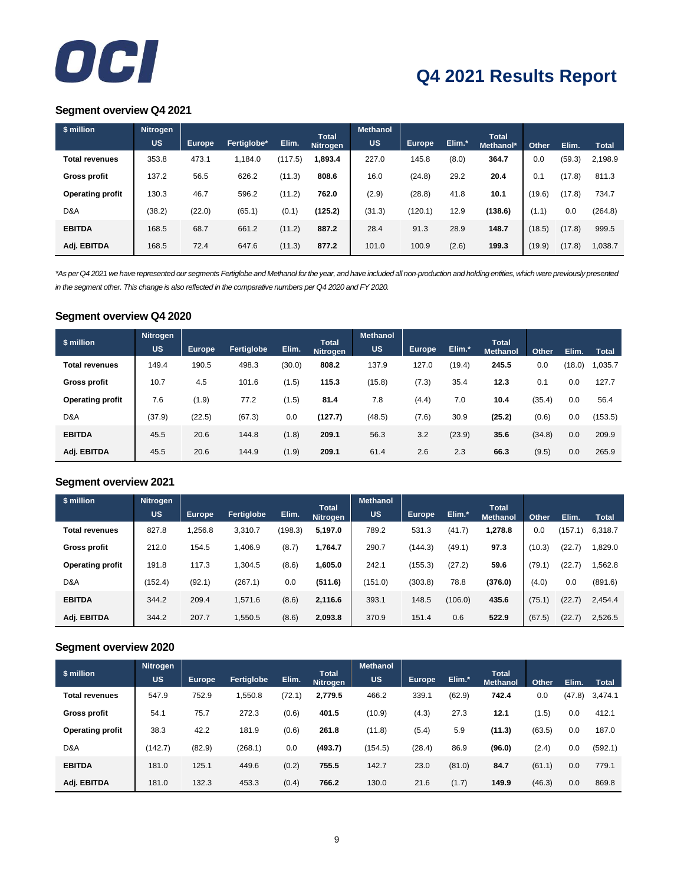# Q4 2021 Results Report

## Segment overview Q4 2021

| $ million | Nitrogen | | | | | Methanol | | | | Other | Elim. | Total |
|---|---|---|---|---|---|---|---|---|---|---|---|---|
| | US | Europe | Fertiglobe* | Elim. | Total Nitrogen | US | Europe | Elim.* | Total Methanol* | | | |
| **Total revenues** | 353.8 | 473.1 | 1,184.0 | (117.5) | **1,893.4** | 227.0 | 145.8 | (8.0) | **364.7** | 0.0 | (59.3) | 2,198.9 |
| **Gross profit** | 137.2 | 56.5 | 626.2 | (11.3) | **808.6** | 16.0 | (24.8) | 29.2 | **20.4** | 0.1 | (17.8) | 811.3 |
| **Operating profit** | 130.3 | 46.7 | 596.2 | (11.2) | **762.0** | (2.9) | (28.8) | 41.8 | **10.1** | (19.6) | (17.8) | 734.7 |
| D&A | (38.2) | (22.0) | (65.1) | (0.1) | **(125.2)** | (31.3) | (120.1) | 12.9 | **(138.6)** | (1.1) | 0.0 | (264.8) |
| **EBITDA** | 168.5 | 68.7 | 661.2 | (11.2) | **887.2** | 28.4 | 91.3 | 28.9 | **148.7** | (18.5) | (17.8) | 999.5 |
| **Adj. EBITDA** | 168.5 | 72.4 | 647.6 | (11.3) | **877.2** | 101.0 | 100.9 | (2.6) | **199.3** | (19.9) | (17.8) | 1,038.7 |

*\*As per Q4 2021 we have represented our segments Fertiglobe and Methanol for the year, and have included all non-production and holding entities, which were previously presented in the segment other. This change is also reflected in the comparative numbers per Q4 2020 and FY 2020.*

## Segment overview Q4 2020

| $ million | Nitrogen | | | | | Methanol | | | | Other | Elim. | Total |
|---|---|---|---|---|---|---|---|---|---|---|---|---|
| | US | Europe | Fertiglobe | Elim. | Total Nitrogen | US | Europe | Elim.* | Total Methanol | | | |
| **Total revenues** | 149.4 | 190.5 | 498.3 | (30.0) | **808.2** | 137.9 | 127.0 | (19.4) | **245.5** | 0.0 | (18.0) | 1,035.7 |
| **Gross profit** | 10.7 | 4.5 | 101.6 | (1.5) | **115.3** | (15.8) | (7.3) | 35.4 | **12.3** | 0.1 | 0.0 | 127.7 |
| **Operating profit** | 7.6 | (1.9) | 77.2 | (1.5) | **81.4** | 7.8 | (4.4) | 7.0 | **10.4** | (35.4) | 0.0 | 56.4 |
| D&A | (37.9) | (22.5) | (67.3) | 0.0 | **(127.7)** | (48.5) | (7.6) | 30.9 | **(25.2)** | (0.6) | 0.0 | (153.5) |
| **EBITDA** | 45.5 | 20.6 | 144.8 | (1.8) | **209.1** | 56.3 | 3.2 | (23.9) | **35.6** | (34.8) | 0.0 | 209.9 |
| **Adj. EBITDA** | 45.5 | 20.6 | 144.9 | (1.9) | **209.1** | 61.4 | 2.6 | 2.3 | **66.3** | (9.5) | 0.0 | 265.9 |

## Segment overview 2021

| $ million | Nitrogen | | | | | Methanol | | | | Other | Elim. | Total |
|---|---|---|---|---|---|---|---|---|---|---|---|---|
| | US | Europe | Fertiglobe | Elim. | Total Nitrogen | US | Europe | Elim.* | Total Methanol | | | |
| **Total revenues** | 827.8 | 1,256.8 | 3,310.7 | (198.3) | **5,197.0** | 789.2 | 531.3 | (41.7) | **1,278.8** | 0.0 | (157.1) | 6,318.7 |
| **Gross profit** | 212.0 | 154.5 | 1,406.9 | (8.7) | **1,764.7** | 290.7 | (144.3) | (49.1) | **97.3** | (10.3) | (22.7) | 1,829.0 |
| **Operating profit** | 191.8 | 117.3 | 1,304.5 | (8.6) | **1,605.0** | 242.1 | (155.3) | (27.2) | **59.6** | (79.1) | (22.7) | 1,562.8 |
| D&A | (152.4) | (92.1) | (267.1) | 0.0 | **(511.6)** | (151.0) | (303.8) | 78.8 | **(376.0)** | (4.0) | 0.0 | (891.6) |
| **EBITDA** | 344.2 | 209.4 | 1,571.6 | (8.6) | **2,116.6** | 393.1 | 148.5 | (106.0) | **435.6** | (75.1) | (22.7) | 2,454.4 |
| **Adj. EBITDA** | 344.2 | 207.7 | 1,550.5 | (8.6) | **2,093.8** | 370.9 | 151.4 | 0.6 | **522.9** | (67.5) | (22.7) | 2,526.5 |

## Segment overview 2020

| $ million | Nitrogen | | | | | Methanol | | | | Other | Elim. | Total |
|---|---|---|---|---|---|---|---|---|---|---|---|---|
| | US | Europe | Fertiglobe | Elim. | Total Nitrogen | US | Europe | Elim.* | Total Methanol | | | |
| **Total revenues** | 547.9 | 752.9 | 1,550.8 | (72.1) | **2,779.5** | 466.2 | 339.1 | (62.9) | **742.4** | 0.0 | (47.8) | 3,474.1 |
| **Gross profit** | 54.1 | 75.7 | 272.3 | (0.6) | **401.5** | (10.9) | (4.3) | 27.3 | **12.1** | (1.5) | 0.0 | 412.1 |
| **Operating profit** | 38.3 | 42.2 | 181.9 | (0.6) | **261.8** | (11.8) | (5.4) | 5.9 | **(11.3)** | (63.5) | 0.0 | 187.0 |
| D&A | (142.7) | (82.9) | (268.1) | 0.0 | **(493.7)** | (154.5) | (28.4) | 86.9 | **(96.0)** | (2.4) | 0.0 | (592.1) |
| **EBITDA** | 181.0 | 125.1 | 449.6 | (0.2) | **755.5** | 142.7 | 23.0 | (81.0) | **84.7** | (61.1) | 0.0 | 779.1 |
| **Adj. EBITDA** | 181.0 | 132.3 | 453.3 | (0.4) | **766.2** | 130.0 | 21.6 | (1.7) | **149.9** | (46.3) | 0.0 | 869.8 |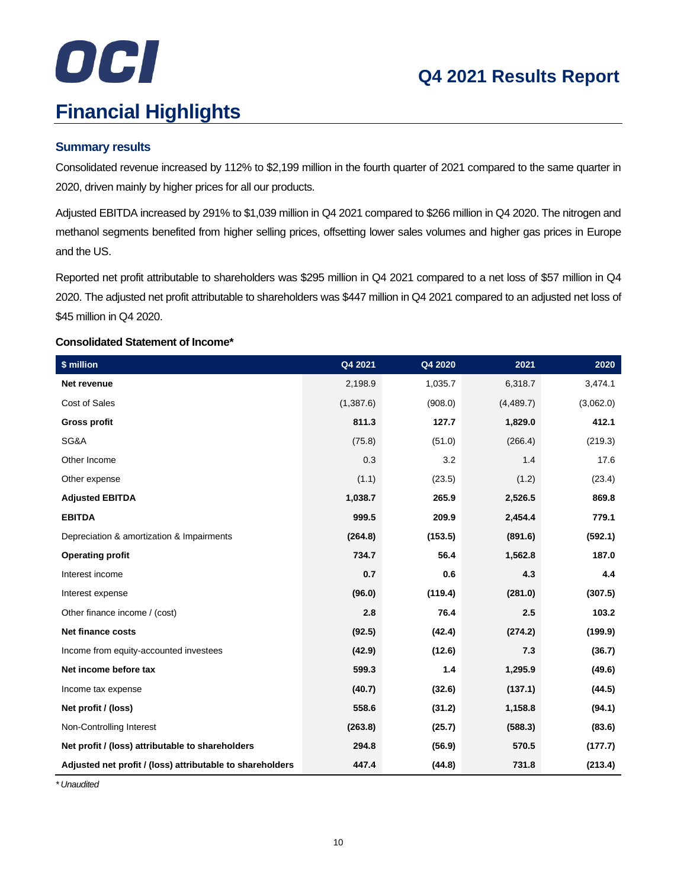# Financial Highlights

### Summary results

Consolidated revenue increased by 112% to $2,199 million in the fourth quarter of 2021 compared to the same quarter in 2020, driven mainly by higher prices for all our products.

Adjusted EBITDA increased by 291% to $1,039 million in Q4 2021 compared to $266 million in Q4 2020. The nitrogen and methanol segments benefited from higher selling prices, offsetting lower sales volumes and higher gas prices in Europe and the US.

Reported net profit attributable to shareholders was $295 million in Q4 2021 compared to a net loss of $57 million in Q4 2020. The adjusted net profit attributable to shareholders was $447 million in Q4 2021 compared to an adjusted net loss of $45 million in Q4 2020.

**Consolidated Statement of Income***

| $ million | Q4 2021 | Q4 2020 | 2021 | 2020 |
|---|---|---|---|---|
| **Net revenue** | 2,198.9 | 1,035.7 | 6,318.7 | 3,474.1 |
| Cost of Sales | (1,387.6) | (908.0) | (4,489.7) | (3,062.0) |
| **Gross profit** | **811.3** | **127.7** | **1,829.0** | **412.1** |
| SG&A | (75.8) | (51.0) | (266.4) | (219.3) |
| Other Income | 0.3 | 3.2 | 1.4 | 17.6 |
| Other expense | (1.1) | (23.5) | (1.2) | (23.4) |
| **Adjusted EBITDA** | **1,038.7** | **265.9** | **2,526.5** | **869.8** |
| **EBITDA** | **999.5** | **209.9** | **2,454.4** | **779.1** |
| Depreciation & amortization & Impairments | **(264.8)** | **(153.5)** | **(891.6)** | **(592.1)** |
| **Operating profit** | **734.7** | **56.4** | **1,562.8** | **187.0** |
| Interest income | **0.7** | **0.6** | **4.3** | **4.4** |
| Interest expense | **(96.0)** | **(119.4)** | **(281.0)** | **(307.5)** |
| Other finance income / (cost) | **2.8** | **76.4** | **2.5** | **103.2** |
| **Net finance costs** | **(92.5)** | **(42.4)** | **(274.2)** | **(199.9)** |
| Income from equity-accounted investees | **(42.9)** | **(12.6)** | **7.3** | **(36.7)** |
| **Net income before tax** | **599.3** | **1.4** | **1,295.9** | **(49.6)** |
| Income tax expense | **(40.7)** | **(32.6)** | **(137.1)** | **(44.5)** |
| **Net profit / (loss)** | **558.6** | **(31.2)** | **1,158.8** | **(94.1)** |
| Non-Controlling Interest | **(263.8)** | **(25.7)** | **(588.3)** | **(83.6)** |
| **Net profit / (loss) attributable to shareholders** | **294.8** | **(56.9)** | **570.5** | **(177.7)** |
| **Adjusted net profit / (loss) attributable to shareholders** | **447.4** | **(44.8)** | **731.8** | **(213.4)** |

*\* Unaudited*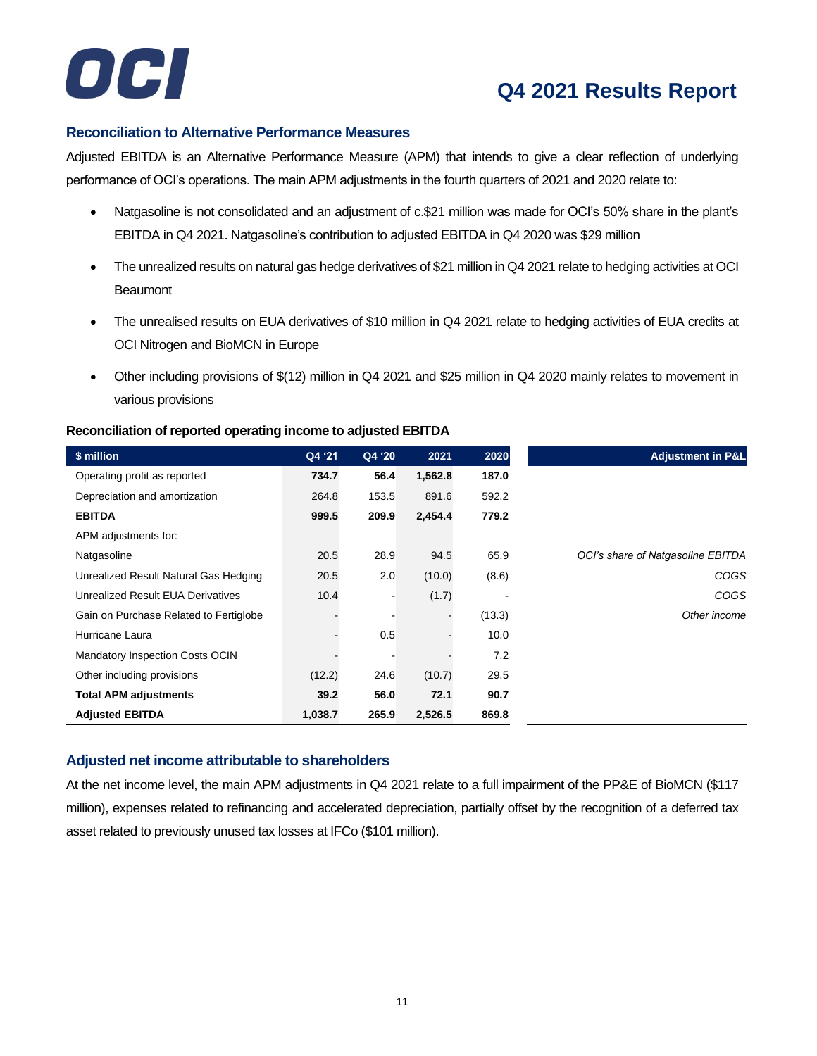## Reconciliation to Alternative Performance Measures

Adjusted EBITDA is an Alternative Performance Measure (APM) that intends to give a clear reflection of underlying performance of OCI's operations. The main APM adjustments in the fourth quarters of 2021 and 2020 relate to:

- Natgasoline is not consolidated and an adjustment of c.$21 million was made for OCI's 50% share in the plant's EBITDA in Q4 2021. Natgasoline's contribution to adjusted EBITDA in Q4 2020 was $29 million
- The unrealized results on natural gas hedge derivatives of $21 million in Q4 2021 relate to hedging activities at OCI Beaumont
- The unrealised results on EUA derivatives of $10 million in Q4 2021 relate to hedging activities of EUA credits at OCI Nitrogen and BioMCN in Europe
- Other including provisions of $(12) million in Q4 2021 and $25 million in Q4 2020 mainly relates to movement in various provisions

**Reconciliation of reported operating income to adjusted EBITDA**

| $ million | Q4 '21 | Q4 '20 | 2021 | 2020 | Adjustment in P&L |
|---|---|---|---|---|---|
| Operating profit as reported | **734.7** | **56.4** | **1,562.8** | **187.0** | |
| Depreciation and amortization | 264.8 | 153.5 | 891.6 | 592.2 | |
| **EBITDA** | **999.5** | **209.9** | **2,454.4** | **779.2** | |
| APM adjustments for: | | | | | |
| Natgasoline | 20.5 | 28.9 | 94.5 | 65.9 | *OCI's share of Natgasoline EBITDA* |
| Unrealized Result Natural Gas Hedging | 20.5 | 2.0 | (10.0) | (8.6) | *COGS* |
| Unrealized Result EUA Derivatives | 10.4 | - | (1.7) | - | *COGS* |
| Gain on Purchase Related to Fertiglobe | - | - | - | (13.3) | *Other income* |
| Hurricane Laura | - | 0.5 | - | 10.0 | |
| Mandatory Inspection Costs OCIN | - | - | - | 7.2 | |
| Other including provisions | (12.2) | 24.6 | (10.7) | 29.5 | |
| **Total APM adjustments** | **39.2** | **56.0** | **72.1** | **90.7** | |
| **Adjusted EBITDA** | **1,038.7** | **265.9** | **2,526.5** | **869.8** | |

## Adjusted net income attributable to shareholders

At the net income level, the main APM adjustments in Q4 2021 relate to a full impairment of the PP&E of BioMCN ($117 million), expenses related to refinancing and accelerated depreciation, partially offset by the recognition of a deferred tax asset related to previously unused tax losses at IFCo ($101 million).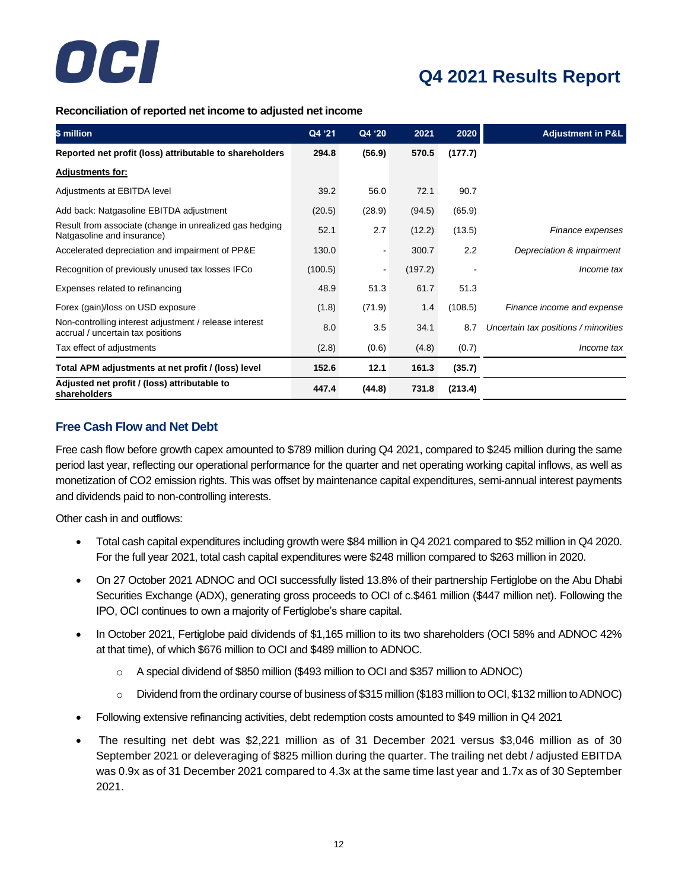### Reconciliation of reported net income to adjusted net income

| $ million | Q4 '21 | Q4 '20 | 2021 | 2020 | Adjustment in P&L |
|---|---|---|---|---|---|
| **Reported net profit (loss) attributable to shareholders** | **294.8** | **(56.9)** | **570.5** | **(177.7)** | |
| **Adjustments for:** | | | | | |
| Adjustments at EBITDA level | 39.2 | 56.0 | 72.1 | 90.7 | |
| Add back: Natgasoline EBITDA adjustment | (20.5) | (28.9) | (94.5) | (65.9) | |
| Result from associate (change in unrealized gas hedging Natgasoline and insurance) | 52.1 | 2.7 | (12.2) | (13.5) | *Finance expenses* |
| Accelerated depreciation and impairment of PP&E | 130.0 | - | 300.7 | 2.2 | *Depreciation & impairment* |
| Recognition of previously unused tax losses IFCo | (100.5) | - | (197.2) | - | *Income tax* |
| Expenses related to refinancing | 48.9 | 51.3 | 61.7 | 51.3 | |
| Forex (gain)/loss on USD exposure | (1.8) | (71.9) | 1.4 | (108.5) | *Finance income and expense* |
| Non-controlling interest adjustment / release interest accrual / uncertain tax positions | 8.0 | 3.5 | 34.1 | 8.7 | *Uncertain tax positions / minorities* |
| Tax effect of adjustments | (2.8) | (0.6) | (4.8) | (0.7) | *Income tax* |
| **Total APM adjustments at net profit / (loss) level** | **152.6** | **12.1** | **161.3** | **(35.7)** | |
| **Adjusted net profit / (loss) attributable to shareholders** | **447.4** | **(44.8)** | **731.8** | **(213.4)** | |

## Free Cash Flow and Net Debt

Free cash flow before growth capex amounted to $789 million during Q4 2021, compared to $245 million during the same period last year, reflecting our operational performance for the quarter and net operating working capital inflows, as well as monetization of $CO_2$ emission rights. This was offset by maintenance capital expenditures, semi-annual interest payments and dividends paid to non-controlling interests.

Other cash in and outflows:

- Total cash capital expenditures including growth were $84 million in Q4 2021 compared to $52 million in Q4 2020. For the full year 2021, total cash capital expenditures were $248 million compared to $263 million in 2020.
- On 27 October 2021 ADNOC and OCI successfully listed 13.8% of their partnership Fertiglobe on the Abu Dhabi Securities Exchange (ADX), generating gross proceeds to OCI of c.$461 million ($447 million net). Following the IPO, OCI continues to own a majority of Fertiglobe's share capital.
- In October 2021, Fertiglobe paid dividends of $1,165 million to its two shareholders (OCI 58% and ADNOC 42% at that time), of which $676 million to OCI and $489 million to ADNOC.
  - A special dividend of $850 million ($493 million to OCI and $357 million to ADNOC)
  - Dividend from the ordinary course of business of $315 million ($183 million to OCI, $132 million to ADNOC)
- Following extensive refinancing activities, debt redemption costs amounted to $49 million in Q4 2021
- The resulting net debt was $2,221 million as of 31 December 2021 versus $3,046 million as of 30 September 2021 or deleveraging of $825 million during the quarter. The trailing net debt / adjusted EBITDA was 0.9x as of 31 December 2021 compared to 4.3x at the same time last year and 1.7x as of 30 September 2021.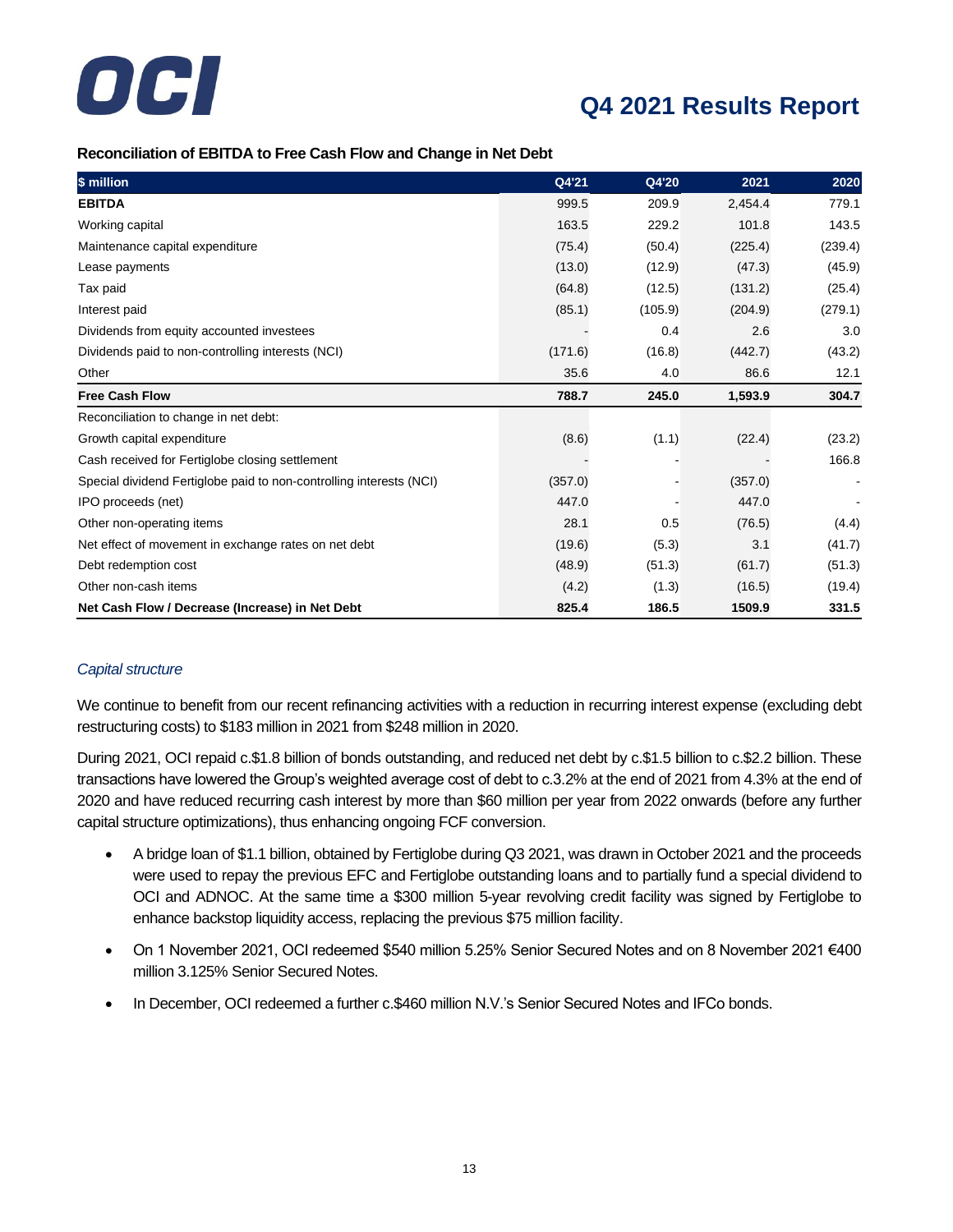### Reconciliation of EBITDA to Free Cash Flow and Change in Net Debt

| $ million | Q4'21 | Q4'20 | 2021 | 2020 |
|---|---|---|---|---|
| **EBITDA** | 999.5 | 209.9 | 2,454.4 | 779.1 |
| Working capital | 163.5 | 229.2 | 101.8 | 143.5 |
| Maintenance capital expenditure | (75.4) | (50.4) | (225.4) | (239.4) |
| Lease payments | (13.0) | (12.9) | (47.3) | (45.9) |
| Tax paid | (64.8) | (12.5) | (131.2) | (25.4) |
| Interest paid | (85.1) | (105.9) | (204.9) | (279.1) |
| Dividends from equity accounted investees | - | 0.4 | 2.6 | 3.0 |
| Dividends paid to non-controlling interests (NCI) | (171.6) | (16.8) | (442.7) | (43.2) |
| Other | 35.6 | 4.0 | 86.6 | 12.1 |
| **Free Cash Flow** | **788.7** | **245.0** | **1,593.9** | **304.7** |
| Reconciliation to change in net debt: | | | | |
| Growth capital expenditure | (8.6) | (1.1) | (22.4) | (23.2) |
| Cash received for Fertiglobe closing settlement | - | - | - | 166.8 |
| Special dividend Fertiglobe paid to non-controlling interests (NCI) | (357.0) | - | (357.0) | - |
| IPO proceeds (net) | 447.0 | - | 447.0 | - |
| Other non-operating items | 28.1 | 0.5 | (76.5) | (4.4) |
| Net effect of movement in exchange rates on net debt | (19.6) | (5.3) | 3.1 | (41.7) |
| Debt redemption cost | (48.9) | (51.3) | (61.7) | (51.3) |
| Other non-cash items | (4.2) | (1.3) | (16.5) | (19.4) |
| **Net Cash Flow / Decrease (Increase) in Net Debt** | **825.4** | **186.5** | **1509.9** | **331.5** |

*Capital structure*

We continue to benefit from our recent refinancing activities with a reduction in recurring interest expense (excluding debt restructuring costs) to $183 million in 2021 from $248 million in 2020.

During 2021, OCI repaid c.$1.8 billion of bonds outstanding, and reduced net debt by c.$1.5 billion to c.$2.2 billion. These transactions have lowered the Group's weighted average cost of debt to c.3.2% at the end of 2021 from 4.3% at the end of 2020 and have reduced recurring cash interest by more than $60 million per year from 2022 onwards (before any further capital structure optimizations), thus enhancing ongoing FCF conversion.

- A bridge loan of $1.1 billion, obtained by Fertiglobe during Q3 2021, was drawn in October 2021 and the proceeds were used to repay the previous EFC and Fertiglobe outstanding loans and to partially fund a special dividend to OCI and ADNOC. At the same time a $300 million 5-year revolving credit facility was signed by Fertiglobe to enhance backstop liquidity access, replacing the previous $75 million facility.
- On 1 November 2021, OCI redeemed $540 million 5.25% Senior Secured Notes and on 8 November 2021 €400 million 3.125% Senior Secured Notes.
- In December, OCI redeemed a further c.$460 million N.V.'s Senior Secured Notes and IFCo bonds.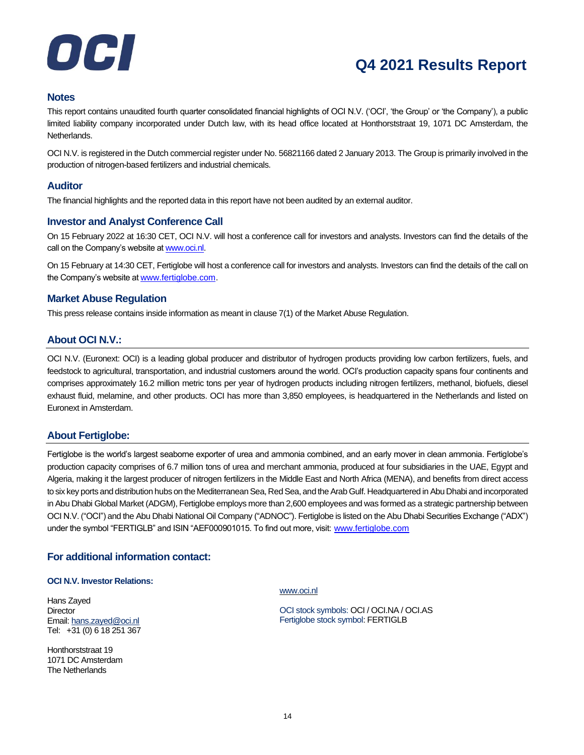# OCI

# Q4 2021 Results Report

## Notes

This report contains unaudited fourth quarter consolidated financial highlights of OCI N.V. ('OCI', 'the Group' or 'the Company'), a public limited liability company incorporated under Dutch law, with its head office located at Honthorststraat 19, 1071 DC Amsterdam, the Netherlands.

OCI N.V. is registered in the Dutch commercial register under No. 56821166 dated 2 January 2013. The Group is primarily involved in the production of nitrogen-based fertilizers and industrial chemicals.

## Auditor

The financial highlights and the reported data in this report have not been audited by an external auditor.

## Investor and Analyst Conference Call

On 15 February 2022 at 16:30 CET, OCI N.V. will host a conference call for investors and analysts. Investors can find the details of the call on the Company's website at www.oci.nl.

On 15 February at 14:30 CET, Fertiglobe will host a conference call for investors and analysts. Investors can find the details of the call on the Company's website at www.fertiglobe.com.

## Market Abuse Regulation

This press release contains inside information as meant in clause 7(1) of the Market Abuse Regulation.

## About OCI N.V.:

OCI N.V. (Euronext: OCI) is a leading global producer and distributor of hydrogen products providing low carbon fertilizers, fuels, and feedstock to agricultural, transportation, and industrial customers around the world. OCI's production capacity spans four continents and comprises approximately 16.2 million metric tons per year of hydrogen products including nitrogen fertilizers, methanol, biofuels, diesel exhaust fluid, melamine, and other products. OCI has more than 3,850 employees, is headquartered in the Netherlands and listed on Euronext in Amsterdam.

## About Fertiglobe:

Fertiglobe is the world's largest seaborne exporter of urea and ammonia combined, and an early mover in clean ammonia. Fertiglobe's production capacity comprises of 6.7 million tons of urea and merchant ammonia, produced at four subsidiaries in the UAE, Egypt and Algeria, making it the largest producer of nitrogen fertilizers in the Middle East and North Africa (MENA), and benefits from direct access to six key ports and distribution hubs on the Mediterranean Sea, Red Sea, and the Arab Gulf. Headquartered in Abu Dhabi and incorporated in Abu Dhabi Global Market (ADGM), Fertiglobe employs more than 2,600 employees and was formed as a strategic partnership between OCI N.V. ("OCI") and the Abu Dhabi National Oil Company ("ADNOC"). Fertiglobe is listed on the Abu Dhabi Securities Exchange ("ADX") under the symbol "FERTIGLB" and ISIN "AEF000901015. To find out more, visit: www.fertiglobe.com

## For additional information contact:

**OCI N.V. Investor Relations:**

Hans Zayed
Director
Email: hans.zayed@oci.nl
Tel: +31 (0) 6 18 251 367

Honthorststraat 19
1071 DC Amsterdam
The Netherlands

www.oci.nl

OCI stock symbols: OCI / OCI.NA / OCI.AS
Fertiglobe stock symbol: FERTIGLB